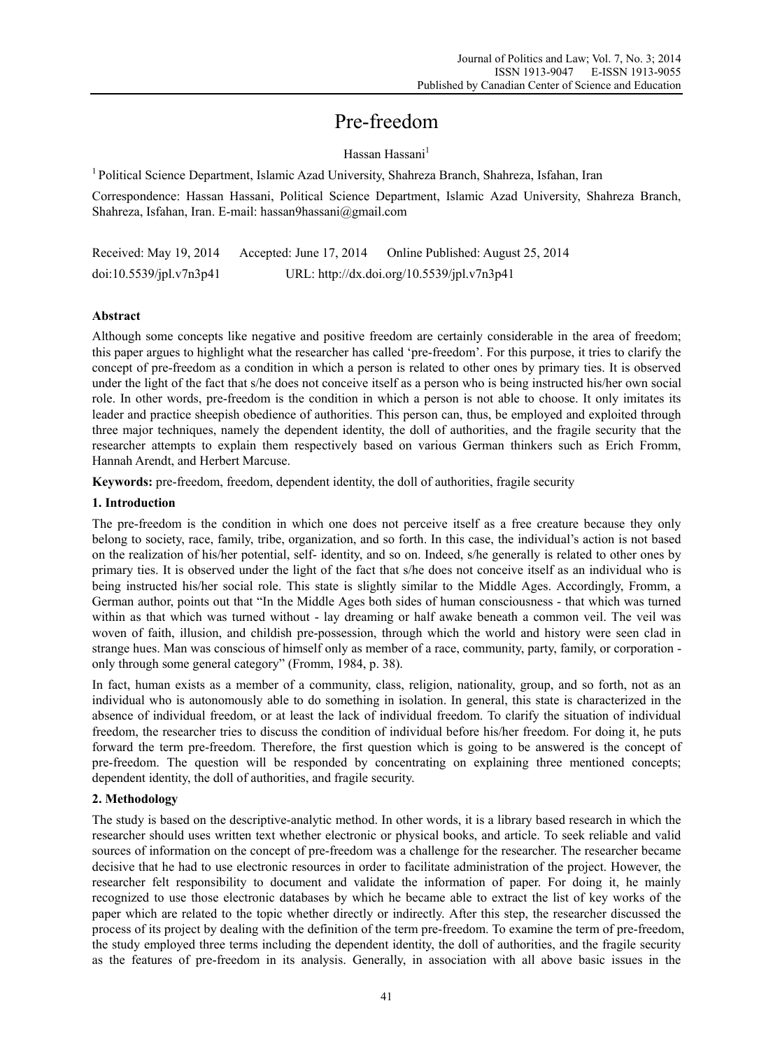# Pre-freedom

Hassan Hassani[1]

[1] Political Science Department, Islamic Azad University, Shahreza Branch, Shahreza, Isfahan, Iran

Correspondence: Hassan Hassani, Political Science Department, Islamic Azad University, Shahreza Branch, Shahreza, Isfahan, Iran. E-mail: hassan9hassani@gmail.com

Received: May 19, 2014 Accepted: June 17, 2014 Online Published: August 25, 2014

doi:10.5539/jpl.v7n3p41 URL: http://dx.doi.org/10.5539/jpl.v7n3p41

## Abstract

Although some concepts like negative and positive freedom are certainly considerable in the area of freedom; this paper argues to highlight what the researcher has called 'pre-freedom'. For this purpose, it tries to clarify the concept of pre-freedom as a condition in which a person is related to other ones by primary ties. It is observed under the light of the fact that s/he does not conceive itself as a person who is being instructed his/her own social role. In other words, pre-freedom is the condition in which a person is not able to choose. It only imitates its leader and practice sheepish obedience of authorities. This person can, thus, be employed and exploited through three major techniques, namely the dependent identity, the doll of authorities, and the fragile security that the researcher attempts to explain them respectively based on various German thinkers such as Erich Fromm, Hannah Arendt, and Herbert Marcuse.

**Keywords:** pre-freedom, freedom, dependent identity, the doll of authorities, fragile security

## 1. Introduction

The pre-freedom is the condition in which one does not perceive itself as a free creature because they only belong to society, race, family, tribe, organization, and so forth. In this case, the individual's action is not based on the realization of his/her potential, self- identity, and so on. Indeed, s/he generally is related to other ones by primary ties. It is observed under the light of the fact that s/he does not conceive itself as an individual who is being instructed his/her social role. This state is slightly similar to the Middle Ages. Accordingly, Fromm, a German author, points out that "In the Middle Ages both sides of human consciousness - that which was turned within as that which was turned without - lay dreaming or half awake beneath a common veil. The veil was woven of faith, illusion, and childish pre-possession, through which the world and history were seen clad in strange hues. Man was conscious of himself only as member of a race, community, party, family, or corporation - only through some general category" (Fromm, 1984, p. 38).

In fact, human exists as a member of a community, class, religion, nationality, group, and so forth, not as an individual who is autonomously able to do something in isolation. In general, this state is characterized in the absence of individual freedom, or at least the lack of individual freedom. To clarify the situation of individual freedom, the researcher tries to discuss the condition of individual before his/her freedom. For doing it, he puts forward the term pre-freedom. Therefore, the first question which is going to be answered is the concept of pre-freedom. The question will be responded by concentrating on explaining three mentioned concepts; dependent identity, the doll of authorities, and fragile security.

## 2. Methodology

The study is based on the descriptive-analytic method. In other words, it is a library based research in which the researcher should uses written text whether electronic or physical books, and article. To seek reliable and valid sources of information on the concept of pre-freedom was a challenge for the researcher. The researcher became decisive that he had to use electronic resources in order to facilitate administration of the project. However, the researcher felt responsibility to document and validate the information of paper. For doing it, he mainly recognized to use those electronic databases by which he became able to extract the list of key works of the paper which are related to the topic whether directly or indirectly. After this step, the researcher discussed the process of its project by dealing with the definition of the term pre-freedom. To examine the term of pre-freedom, the study employed three terms including the dependent identity, the doll of authorities, and the fragile security as the features of pre-freedom in its analysis. Generally, in association with all above basic issues in the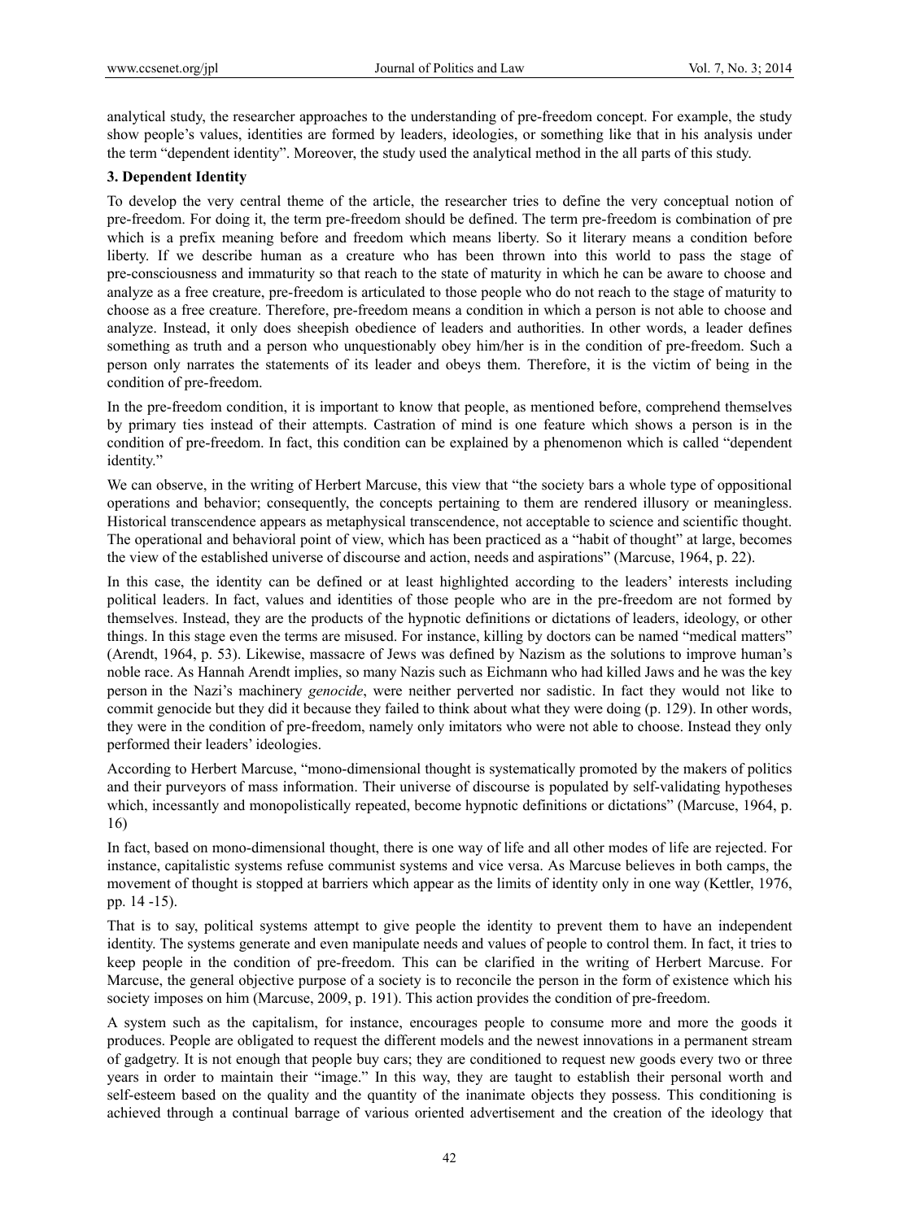analytical study, the researcher approaches to the understanding of pre-freedom concept. For example, the study show people's values, identities are formed by leaders, ideologies, or something like that in his analysis under the term "dependent identity". Moreover, the study used the analytical method in the all parts of this study.

### 3. Dependent Identity

To develop the very central theme of the article, the researcher tries to define the very conceptual notion of pre-freedom. For doing it, the term pre-freedom should be defined. The term pre-freedom is combination of pre which is a prefix meaning before and freedom which means liberty. So it literary means a condition before liberty. If we describe human as a creature who has been thrown into this world to pass the stage of pre-consciousness and immaturity so that reach to the state of maturity in which he can be aware to choose and analyze as a free creature, pre-freedom is articulated to those people who do not reach to the stage of maturity to choose as a free creature. Therefore, pre-freedom means a condition in which a person is not able to choose and analyze. Instead, it only does sheepish obedience of leaders and authorities. In other words, a leader defines something as truth and a person who unquestionably obey him/her is in the condition of pre-freedom. Such a person only narrates the statements of its leader and obeys them. Therefore, it is the victim of being in the condition of pre-freedom.

In the pre-freedom condition, it is important to know that people, as mentioned before, comprehend themselves by primary ties instead of their attempts. Castration of mind is one feature which shows a person is in the condition of pre-freedom. In fact, this condition can be explained by a phenomenon which is called "dependent identity."

We can observe, in the writing of Herbert Marcuse, this view that "the society bars a whole type of oppositional operations and behavior; consequently, the concepts pertaining to them are rendered illusory or meaningless. Historical transcendence appears as metaphysical transcendence, not acceptable to science and scientific thought. The operational and behavioral point of view, which has been practiced as a "habit of thought" at large, becomes the view of the established universe of discourse and action, needs and aspirations" (Marcuse, 1964, p. 22).

In this case, the identity can be defined or at least highlighted according to the leaders' interests including political leaders. In fact, values and identities of those people who are in the pre-freedom are not formed by themselves. Instead, they are the products of the hypnotic definitions or dictations of leaders, ideology, or other things. In this stage even the terms are misused. For instance, killing by doctors can be named "medical matters" (Arendt, 1964, p. 53). Likewise, massacre of Jews was defined by Nazism as the solutions to improve human's noble race. As Hannah Arendt implies, so many Nazis such as Eichmann who had killed Jaws and he was the key person in the Nazi's machinery *genocide*, were neither perverted nor sadistic. In fact they would not like to commit genocide but they did it because they failed to think about what they were doing (p. 129). In other words, they were in the condition of pre-freedom, namely only imitators who were not able to choose. Instead they only performed their leaders' ideologies.

According to Herbert Marcuse, "mono-dimensional thought is systematically promoted by the makers of politics and their purveyors of mass information. Their universe of discourse is populated by self-validating hypotheses which, incessantly and monopolistically repeated, become hypnotic definitions or dictations" (Marcuse, 1964, p. 16)

In fact, based on mono-dimensional thought, there is one way of life and all other modes of life are rejected. For instance, capitalistic systems refuse communist systems and vice versa. As Marcuse believes in both camps, the movement of thought is stopped at barriers which appear as the limits of identity only in one way (Kettler, 1976, pp. 14 -15).

That is to say, political systems attempt to give people the identity to prevent them to have an independent identity. The systems generate and even manipulate needs and values of people to control them. In fact, it tries to keep people in the condition of pre-freedom. This can be clarified in the writing of Herbert Marcuse. For Marcuse, the general objective purpose of a society is to reconcile the person in the form of existence which his society imposes on him (Marcuse, 2009, p. 191). This action provides the condition of pre-freedom.

A system such as the capitalism, for instance, encourages people to consume more and more the goods it produces. People are obligated to request the different models and the newest innovations in a permanent stream of gadgetry. It is not enough that people buy cars; they are conditioned to request new goods every two or three years in order to maintain their "image." In this way, they are taught to establish their personal worth and self-esteem based on the quality and the quantity of the inanimate objects they possess. This conditioning is achieved through a continual barrage of various oriented advertisement and the creation of the ideology that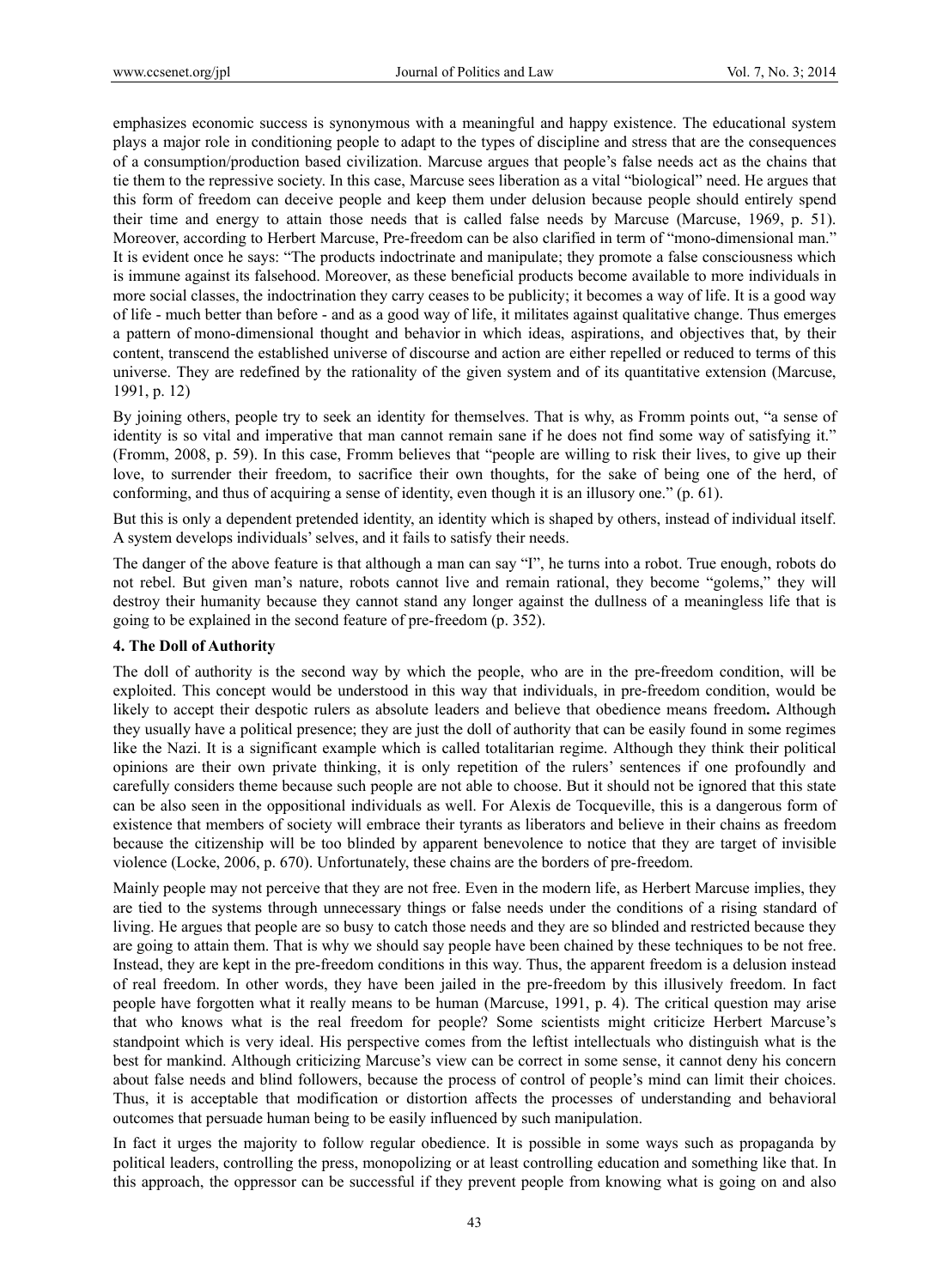emphasizes economic success is synonymous with a meaningful and happy existence. The educational system plays a major role in conditioning people to adapt to the types of discipline and stress that are the consequences of a consumption/production based civilization. Marcuse argues that people's false needs act as the chains that tie them to the repressive society. In this case, Marcuse sees liberation as a vital "biological" need. He argues that this form of freedom can deceive people and keep them under delusion because people should entirely spend their time and energy to attain those needs that is called false needs by Marcuse (Marcuse, 1969, p. 51). Moreover, according to Herbert Marcuse, Pre-freedom can be also clarified in term of "mono-dimensional man." It is evident once he says: "The products indoctrinate and manipulate; they promote a false consciousness which is immune against its falsehood. Moreover, as these beneficial products become available to more individuals in more social classes, the indoctrination they carry ceases to be publicity; it becomes a way of life. It is a good way of life - much better than before - and as a good way of life, it militates against qualitative change. Thus emerges a pattern of mono-dimensional thought and behavior in which ideas, aspirations, and objectives that, by their content, transcend the established universe of discourse and action are either repelled or reduced to terms of this universe. They are redefined by the rationality of the given system and of its quantitative extension (Marcuse, 1991, p. 12)

By joining others, people try to seek an identity for themselves. That is why, as Fromm points out, "a sense of identity is so vital and imperative that man cannot remain sane if he does not find some way of satisfying it." (Fromm, 2008, p. 59). In this case, Fromm believes that "people are willing to risk their lives, to give up their love, to surrender their freedom, to sacrifice their own thoughts, for the sake of being one of the herd, of conforming, and thus of acquiring a sense of identity, even though it is an illusory one." (p. 61).

But this is only a dependent pretended identity, an identity which is shaped by others, instead of individual itself. A system develops individuals' selves, and it fails to satisfy their needs.

The danger of the above feature is that although a man can say "I", he turns into a robot. True enough, robots do not rebel. But given man's nature, robots cannot live and remain rational, they become "golems," they will destroy their humanity because they cannot stand any longer against the dullness of a meaningless life that is going to be explained in the second feature of pre-freedom (p. 352).

## 4. The Doll of Authority

The doll of authority is the second way by which the people, who are in the pre-freedom condition, will be exploited. This concept would be understood in this way that individuals, in pre-freedom condition, would be likely to accept their despotic rulers as absolute leaders and believe that obedience means freedom**.** Although they usually have a political presence; they are just the doll of authority that can be easily found in some regimes like the Nazi. It is a significant example which is called totalitarian regime. Although they think their political opinions are their own private thinking, it is only repetition of the rulers' sentences if one profoundly and carefully considers theme because such people are not able to choose. But it should not be ignored that this state can be also seen in the oppositional individuals as well. For Alexis de Tocqueville, this is a dangerous form of existence that members of society will embrace their tyrants as liberators and believe in their chains as freedom because the citizenship will be too blinded by apparent benevolence to notice that they are target of invisible violence (Locke, 2006, p. 670). Unfortunately, these chains are the borders of pre-freedom.

Mainly people may not perceive that they are not free. Even in the modern life, as Herbert Marcuse implies, they are tied to the systems through unnecessary things or false needs under the conditions of a rising standard of living. He argues that people are so busy to catch those needs and they are so blinded and restricted because they are going to attain them. That is why we should say people have been chained by these techniques to be not free. Instead, they are kept in the pre-freedom conditions in this way. Thus, the apparent freedom is a delusion instead of real freedom. In other words, they have been jailed in the pre-freedom by this illusively freedom. In fact people have forgotten what it really means to be human (Marcuse, 1991, p. 4). The critical question may arise that who knows what is the real freedom for people? Some scientists might criticize Herbert Marcuse's standpoint which is very ideal. His perspective comes from the leftist intellectuals who distinguish what is the best for mankind. Although criticizing Marcuse's view can be correct in some sense, it cannot deny his concern about false needs and blind followers, because the process of control of people's mind can limit their choices. Thus, it is acceptable that modification or distortion affects the processes of understanding and behavioral outcomes that persuade human being to be easily influenced by such manipulation.

In fact it urges the majority to follow regular obedience. It is possible in some ways such as propaganda by political leaders, controlling the press, monopolizing or at least controlling education and something like that. In this approach, the oppressor can be successful if they prevent people from knowing what is going on and also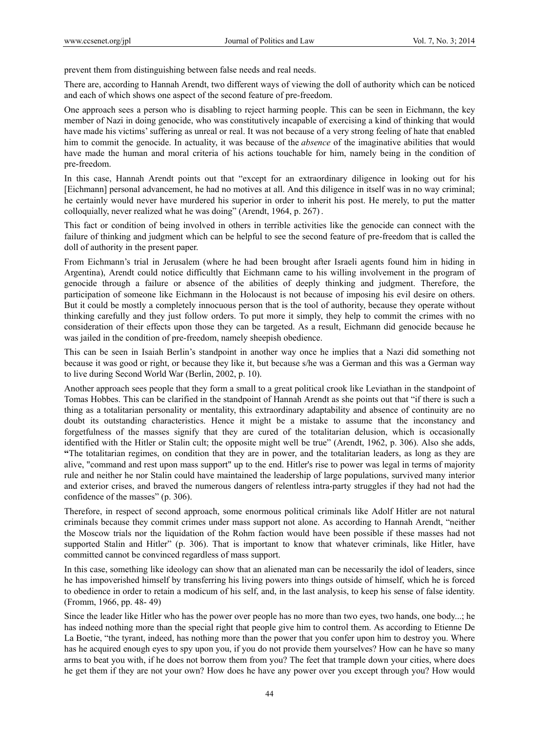prevent them from distinguishing between false needs and real needs.

There are, according to Hannah Arendt, two different ways of viewing the doll of authority which can be noticed and each of which shows one aspect of the second feature of pre-freedom.

One approach sees a person who is disabling to reject harming people. This can be seen in Eichmann, the key member of Nazi in doing genocide, who was constitutively incapable of exercising a kind of thinking that would have made his victims' suffering as unreal or real. It was not because of a very strong feeling of hate that enabled him to commit the genocide. In actuality, it was because of the *absence* of the imaginative abilities that would have made the human and moral criteria of his actions touchable for him, namely being in the condition of pre-freedom.

In this case, Hannah Arendt points out that "except for an extraordinary diligence in looking out for his [Eichmann] personal advancement, he had no motives at all. And this diligence in itself was in no way criminal; he certainly would never have murdered his superior in order to inherit his post. He merely, to put the matter colloquially, never realized what he was doing" (Arendt, 1964, p. 267).

This fact or condition of being involved in others in terrible activities like the genocide can connect with the failure of thinking and judgment which can be helpful to see the second feature of pre-freedom that is called the doll of authority in the present paper.

From Eichmann's trial in Jerusalem (where he had been brought after Israeli agents found him in hiding in Argentina), Arendt could notice difficultly that Eichmann came to his willing involvement in the program of genocide through a failure or absence of the abilities of deeply thinking and judgment. Therefore, the participation of someone like Eichmann in the Holocaust is not because of imposing his evil desire on others. But it could be mostly a completely innocuous person that is the tool of authority, because they operate without thinking carefully and they just follow orders. To put more it simply, they help to commit the crimes with no consideration of their effects upon those they can be targeted. As a result, Eichmann did genocide because he was jailed in the condition of pre-freedom, namely sheepish obedience.

This can be seen in Isaiah Berlin's standpoint in another way once he implies that a Nazi did something not because it was good or right, or because they like it, but because s/he was a German and this was a German way to live during Second World War (Berlin, 2002, p. 10).

Another approach sees people that they form a small to a great political crook like Leviathan in the standpoint of Tomas Hobbes. This can be clarified in the standpoint of Hannah Arendt as she points out that "if there is such a thing as a totalitarian personality or mentality, this extraordinary adaptability and absence of continuity are no doubt its outstanding characteristics. Hence it might be a mistake to assume that the inconstancy and forgetfulness of the masses signify that they are cured of the totalitarian delusion, which is occasionally identified with the Hitler or Stalin cult; the opposite might well be true" (Arendt, 1962, p. 306). Also she adds, "The totalitarian regimes, on condition that they are in power, and the totalitarian leaders, as long as they are alive, "command and rest upon mass support" up to the end. Hitler's rise to power was legal in terms of majority rule and neither he nor Stalin could have maintained the leadership of large populations, survived many interior and exterior crises, and braved the numerous dangers of relentless intra-party struggles if they had not had the confidence of the masses" (p. 306).

Therefore, in respect of second approach, some enormous political criminals like Adolf Hitler are not natural criminals because they commit crimes under mass support not alone. As according to Hannah Arendt, "neither the Moscow trials nor the liquidation of the Rohm faction would have been possible if these masses had not supported Stalin and Hitler" (p. 306). That is important to know that whatever criminals, like Hitler, have committed cannot be convinced regardless of mass support.

In this case, something like ideology can show that an alienated man can be necessarily the idol of leaders, since he has impoverished himself by transferring his living powers into things outside of himself, which he is forced to obedience in order to retain a modicum of his self, and, in the last analysis, to keep his sense of false identity. (Fromm, 1966, pp. 48- 49)

Since the leader like Hitler who has the power over people has no more than two eyes, two hands, one body...; he has indeed nothing more than the special right that people give him to control them. As according to Etienne De La Boetie, "the tyrant, indeed, has nothing more than the power that you confer upon him to destroy you. Where has he acquired enough eyes to spy upon you, if you do not provide them yourselves? How can he have so many arms to beat you with, if he does not borrow them from you? The feet that trample down your cities, where does he get them if they are not your own? How does he have any power over you except through you? How would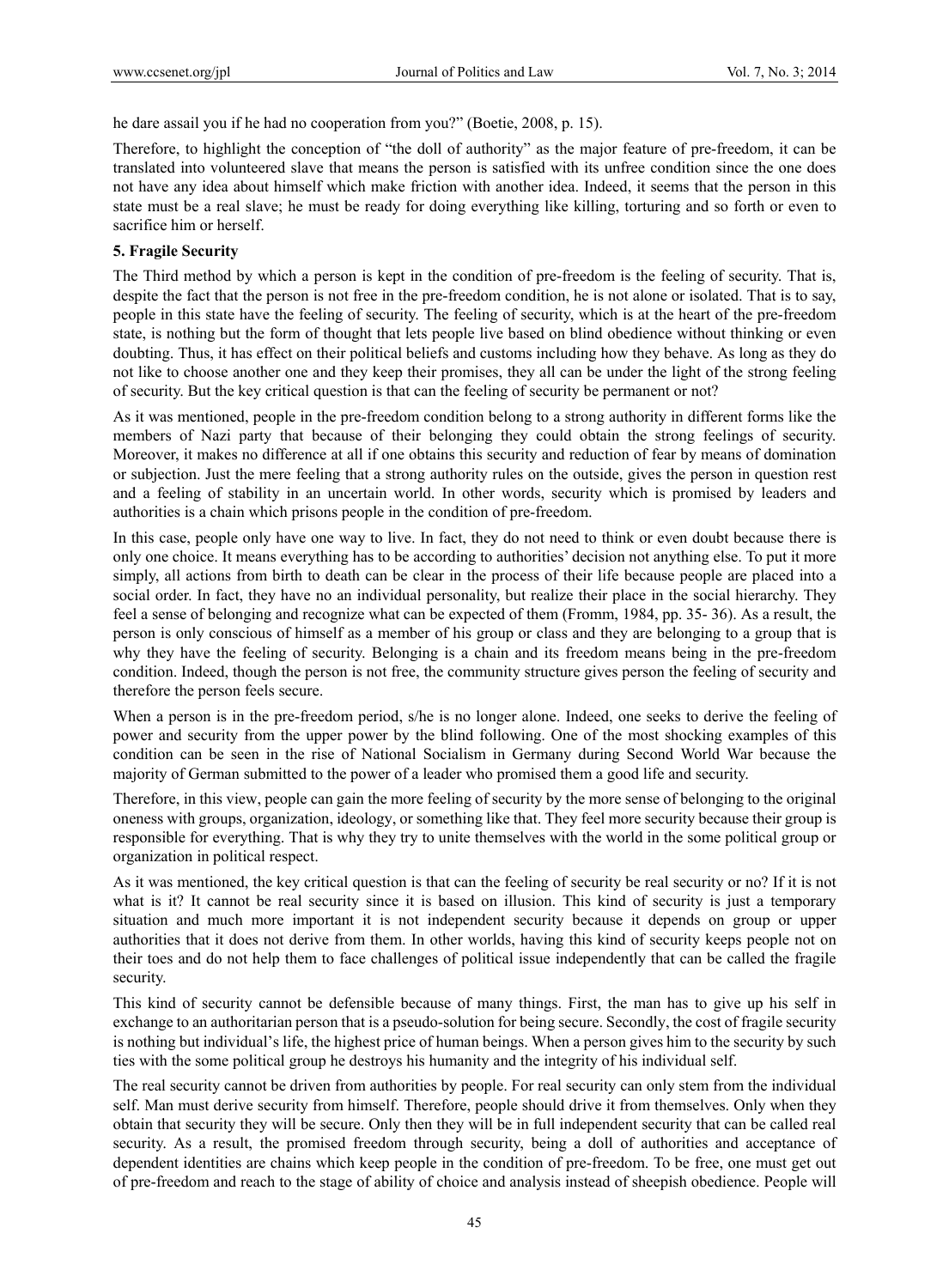he dare assail you if he had no cooperation from you?" (Boetie, 2008, p. 15).

Therefore, to highlight the conception of "the doll of authority" as the major feature of pre-freedom, it can be translated into volunteered slave that means the person is satisfied with its unfree condition since the one does not have any idea about himself which make friction with another idea. Indeed, it seems that the person in this state must be a real slave; he must be ready for doing everything like killing, torturing and so forth or even to sacrifice him or herself.

## 5. Fragile Security

The Third method by which a person is kept in the condition of pre-freedom is the feeling of security. That is, despite the fact that the person is not free in the pre-freedom condition, he is not alone or isolated. That is to say, people in this state have the feeling of security. The feeling of security, which is at the heart of the pre-freedom state, is nothing but the form of thought that lets people live based on blind obedience without thinking or even doubting. Thus, it has effect on their political beliefs and customs including how they behave. As long as they do not like to choose another one and they keep their promises, they all can be under the light of the strong feeling of security. But the key critical question is that can the feeling of security be permanent or not?

As it was mentioned, people in the pre-freedom condition belong to a strong authority in different forms like the members of Nazi party that because of their belonging they could obtain the strong feelings of security. Moreover, it makes no difference at all if one obtains this security and reduction of fear by means of domination or subjection. Just the mere feeling that a strong authority rules on the outside, gives the person in question rest and a feeling of stability in an uncertain world. In other words, security which is promised by leaders and authorities is a chain which prisons people in the condition of pre-freedom.

In this case, people only have one way to live. In fact, they do not need to think or even doubt because there is only one choice. It means everything has to be according to authorities' decision not anything else. To put it more simply, all actions from birth to death can be clear in the process of their life because people are placed into a social order. In fact, they have no an individual personality, but realize their place in the social hierarchy. They feel a sense of belonging and recognize what can be expected of them (Fromm, 1984, pp. 35- 36). As a result, the person is only conscious of himself as a member of his group or class and they are belonging to a group that is why they have the feeling of security. Belonging is a chain and its freedom means being in the pre-freedom condition. Indeed, though the person is not free, the community structure gives person the feeling of security and therefore the person feels secure.

When a person is in the pre-freedom period, s/he is no longer alone. Indeed, one seeks to derive the feeling of power and security from the upper power by the blind following. One of the most shocking examples of this condition can be seen in the rise of National Socialism in Germany during Second World War because the majority of German submitted to the power of a leader who promised them a good life and security.

Therefore, in this view, people can gain the more feeling of security by the more sense of belonging to the original oneness with groups, organization, ideology, or something like that. They feel more security because their group is responsible for everything. That is why they try to unite themselves with the world in the some political group or organization in political respect.

As it was mentioned, the key critical question is that can the feeling of security be real security or no? If it is not what is it? It cannot be real security since it is based on illusion. This kind of security is just a temporary situation and much more important it is not independent security because it depends on group or upper authorities that it does not derive from them. In other worlds, having this kind of security keeps people not on their toes and do not help them to face challenges of political issue independently that can be called the fragile security.

This kind of security cannot be defensible because of many things. First, the man has to give up his self in exchange to an authoritarian person that is a pseudo-solution for being secure. Secondly, the cost of fragile security is nothing but individual's life, the highest price of human beings. When a person gives him to the security by such ties with the some political group he destroys his humanity and the integrity of his individual self.

The real security cannot be driven from authorities by people. For real security can only stem from the individual self. Man must derive security from himself. Therefore, people should drive it from themselves. Only when they obtain that security they will be secure. Only then they will be in full independent security that can be called real security. As a result, the promised freedom through security, being a doll of authorities and acceptance of dependent identities are chains which keep people in the condition of pre-freedom. To be free, one must get out of pre-freedom and reach to the stage of ability of choice and analysis instead of sheepish obedience. People will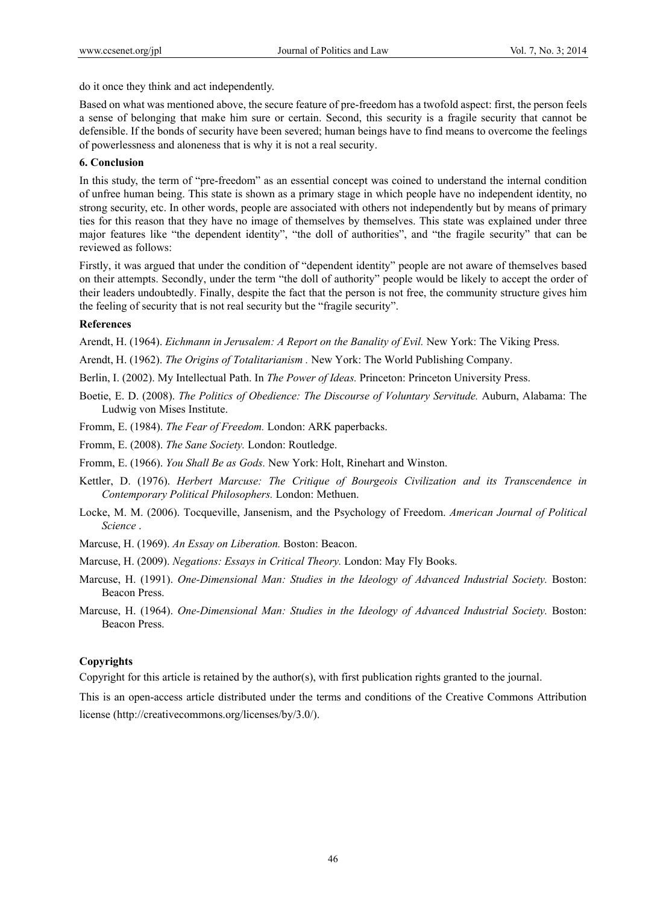do it once they think and act independently.

Based on what was mentioned above, the secure feature of pre-freedom has a twofold aspect: first, the person feels a sense of belonging that make him sure or certain. Second, this security is a fragile security that cannot be defensible. If the bonds of security have been severed; human beings have to find means to overcome the feelings of powerlessness and aloneness that is why it is not a real security.

## 6. Conclusion

In this study, the term of "pre-freedom" as an essential concept was coined to understand the internal condition of unfree human being. This state is shown as a primary stage in which people have no independent identity, no strong security, etc. In other words, people are associated with others not independently but by means of primary ties for this reason that they have no image of themselves by themselves. This state was explained under three major features like "the dependent identity", "the doll of authorities", and "the fragile security" that can be reviewed as follows:

Firstly, it was argued that under the condition of "dependent identity" people are not aware of themselves based on their attempts. Secondly, under the term "the doll of authority" people would be likely to accept the order of their leaders undoubtedly. Finally, despite the fact that the person is not free, the community structure gives him the feeling of security that is not real security but the "fragile security".

## References

Arendt, H. (1964). *Eichmann in Jerusalem: A Report on the Banality of Evil.* New York: The Viking Press.

Arendt, H. (1962). *The Origins of Totalitarianism .* New York: The World Publishing Company.

Berlin, I. (2002). My Intellectual Path. In *The Power of Ideas.* Princeton: Princeton University Press.

Boetie, E. D. (2008). *The Politics of Obedience: The Discourse of Voluntary Servitude.* Auburn, Alabama: The Ludwig von Mises Institute.

Fromm, E. (1984). *The Fear of Freedom.* London: ARK paperbacks.

Fromm, E. (2008). *The Sane Society.* London: Routledge.

Fromm, E. (1966). *You Shall Be as Gods.* New York: Holt, Rinehart and Winston.

Kettler, D. (1976). *Herbert Marcuse: The Critique of Bourgeois Civilization and its Transcendence in Contemporary Political Philosophers.* London: Methuen.

Locke, M. M. (2006). Tocqueville, Jansenism, and the Psychology of Freedom. *American Journal of Political Science .*

Marcuse, H. (1969). *An Essay on Liberation.* Boston: Beacon.

Marcuse, H. (2009). *Negations: Essays in Critical Theory.* London: May Fly Books.

Marcuse, H. (1991). *One-Dimensional Man: Studies in the Ideology of Advanced Industrial Society.* Boston: Beacon Press.

Marcuse, H. (1964). *One-Dimensional Man: Studies in the Ideology of Advanced Industrial Society.* Boston: Beacon Press.

## Copyrights

Copyright for this article is retained by the author(s), with first publication rights granted to the journal.

This is an open-access article distributed under the terms and conditions of the Creative Commons Attribution license (http://creativecommons.org/licenses/by/3.0/).